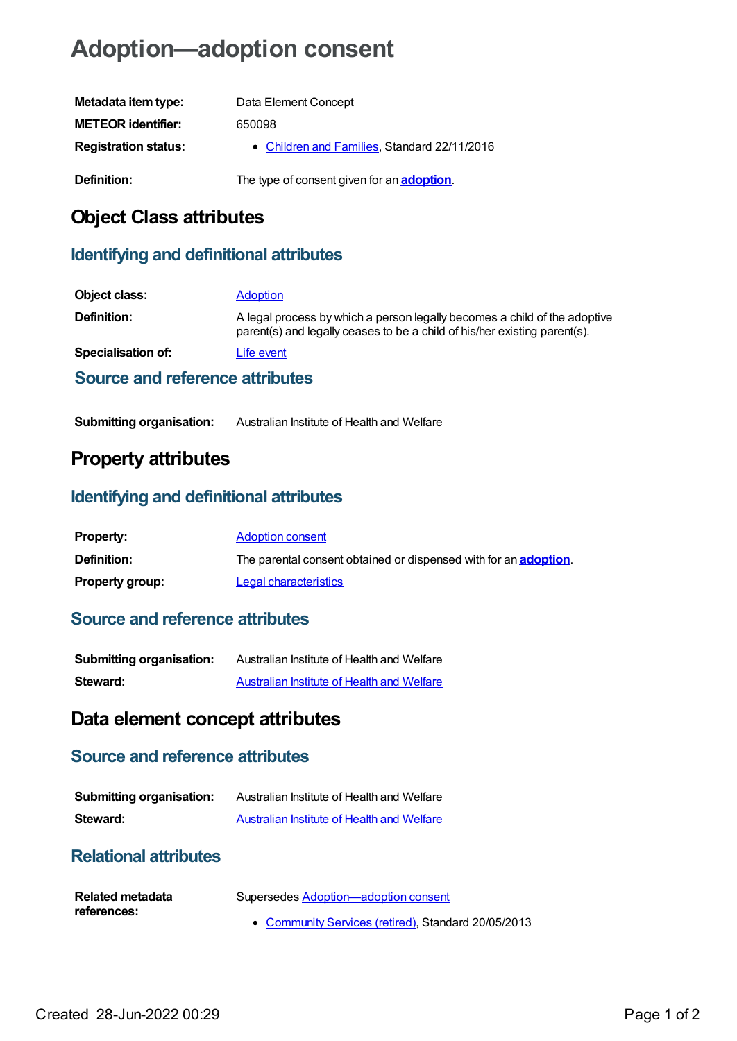# Adoption—adoption consent

| | |
|---|---|
| **Metadata item type:** | Data Element Concept |
| **METEOR identifier:** | 650098 |
| **Registration status:** | • Children and Families, Standard 22/11/2016 |
| **Definition:** | The type of consent given for an **adoption**. |

## Object Class attributes

### Identifying and definitional attributes

| | |
|---|---|
| **Object class:** | Adoption |
| **Definition:** | A legal process by which a person legally becomes a child of the adoptive parent(s) and legally ceases to be a child of his/her existing parent(s). |
| **Specialisation of:** | Life event |

### Source and reference attributes

| | |
|---|---|
| **Submitting organisation:** | Australian Institute of Health and Welfare |

## Property attributes

### Identifying and definitional attributes

| | |
|---|---|
| **Property:** | Adoption consent |
| **Definition:** | The parental consent obtained or dispensed with for an **adoption**. |
| **Property group:** | Legal characteristics |

### Source and reference attributes

| | |
|---|---|
| **Submitting organisation:** | Australian Institute of Health and Welfare |
| **Steward:** | Australian Institute of Health and Welfare |

## Data element concept attributes

### Source and reference attributes

| | |
|---|---|
| **Submitting organisation:** | Australian Institute of Health and Welfare |
| **Steward:** | Australian Institute of Health and Welfare |

### Relational attributes

| | |
|---|---|
| **Related metadata references:** | Supersedes Adoption—adoption consent<br>• Community Services (retired), Standard 20/05/2013 |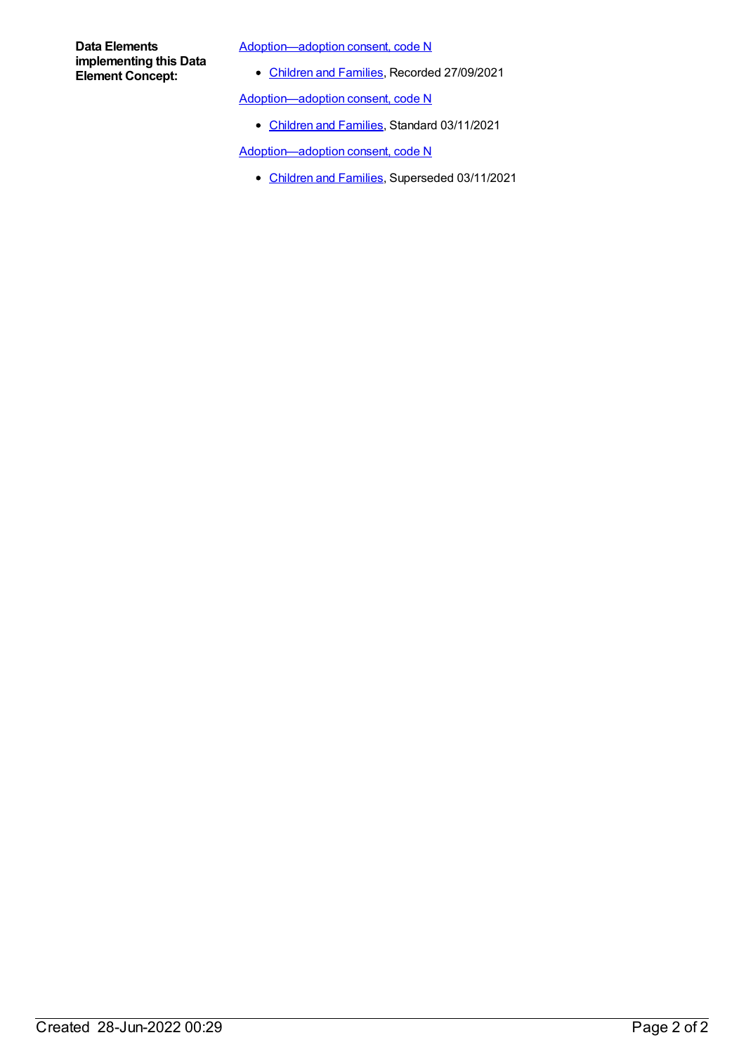**Data Elements implementing this Data Element Concept:**

Adoption—adoption consent, code N

- Children and Families, Recorded 27/09/2021

Adoption—adoption consent, code N

- Children and Families, Standard 03/11/2021

Adoption—adoption consent, code N

- Children and Families, Superseded 03/11/2021